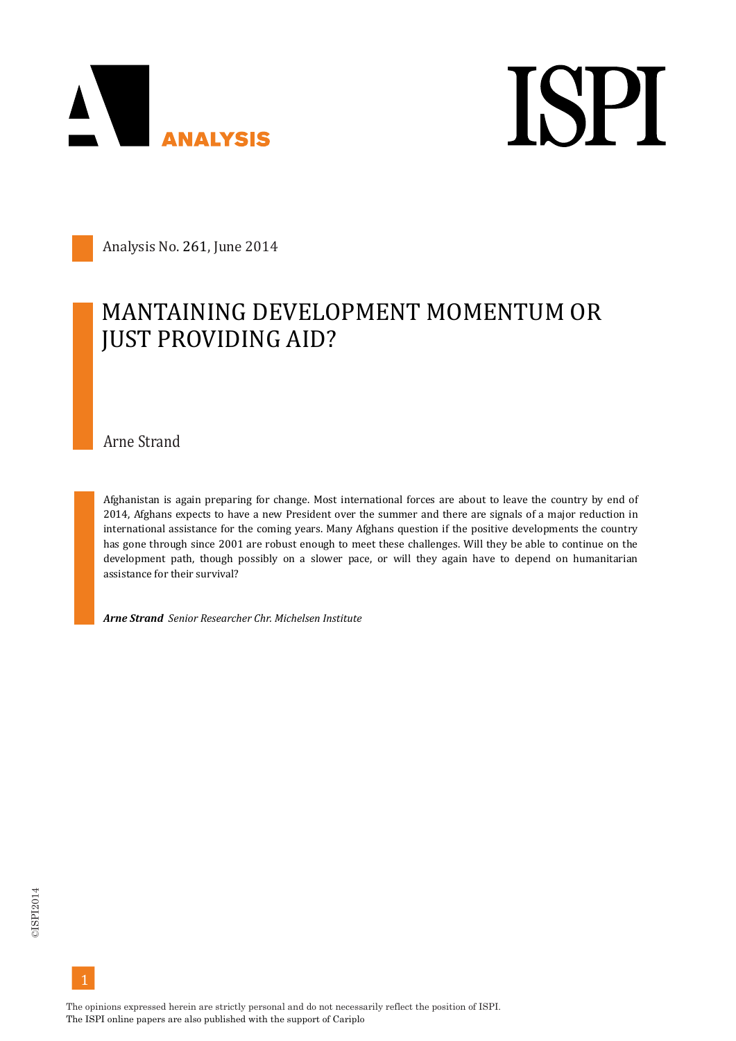Analysis No. 261, June 2014

# MANTAINING DEVELOPMENT MOMENTUM OR JUST PROVIDING AID?

Arne Strand

Afghanistan is again preparing for change. Most international forces are about to leave the country by end of 2014, Afghans expects to have a new President over the summer and there are signals of a major reduction in international assistance for the coming years. Many Afghans question if the positive developments the country has gone through since 2001 are robust enough to meet these challenges. Will they be able to continue on the development path, though possibly on a slower pace, or will they again have to depend on humanitarian assistance for their survival?

***Arne Strand*** *Senior Researcher Chr. Michelsen Institute*

The opinions expressed herein are strictly personal and do not necessarily reflect the position of ISPI.
The ISPI online papers are also published with the support of Cariplo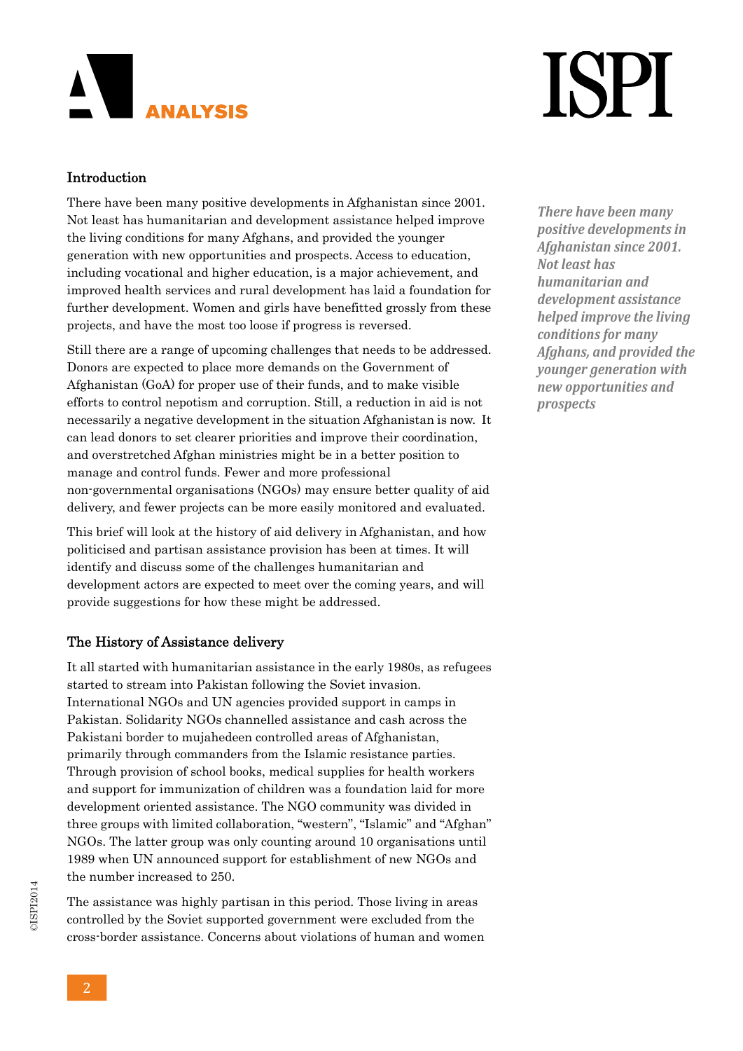## Introduction

There have been many positive developments in Afghanistan since 2001. Not least has humanitarian and development assistance helped improve the living conditions for many Afghans, and provided the younger generation with new opportunities and prospects. Access to education, including vocational and higher education, is a major achievement, and improved health services and rural development has laid a foundation for further development. Women and girls have benefitted grossly from these projects, and have the most too loose if progress is reversed.

*There have been many positive developments in Afghanistan since 2001. Not least has humanitarian and development assistance helped improve the living conditions for many Afghans, and provided the younger generation with new opportunities and prospects*

Still there are a range of upcoming challenges that needs to be addressed. Donors are expected to place more demands on the Government of Afghanistan (GoA) for proper use of their funds, and to make visible efforts to control nepotism and corruption. Still, a reduction in aid is not necessarily a negative development in the situation Afghanistan is now. It can lead donors to set clearer priorities and improve their coordination, and overstretched Afghan ministries might be in a better position to manage and control funds. Fewer and more professional non-governmental organisations (NGOs) may ensure better quality of aid delivery, and fewer projects can be more easily monitored and evaluated.

This brief will look at the history of aid delivery in Afghanistan, and how politicised and partisan assistance provision has been at times. It will identify and discuss some of the challenges humanitarian and development actors are expected to meet over the coming years, and will provide suggestions for how these might be addressed.

## The History of Assistance delivery

It all started with humanitarian assistance in the early 1980s, as refugees started to stream into Pakistan following the Soviet invasion. International NGOs and UN agencies provided support in camps in Pakistan. Solidarity NGOs channelled assistance and cash across the Pakistani border to mujahedeen controlled areas of Afghanistan, primarily through commanders from the Islamic resistance parties. Through provision of school books, medical supplies for health workers and support for immunization of children was a foundation laid for more development oriented assistance. The NGO community was divided in three groups with limited collaboration, "western", "Islamic" and "Afghan" NGOs. The latter group was only counting around 10 organisations until 1989 when UN announced support for establishment of new NGOs and the number increased to 250.

The assistance was highly partisan in this period. Those living in areas controlled by the Soviet supported government were excluded from the cross-border assistance. Concerns about violations of human and women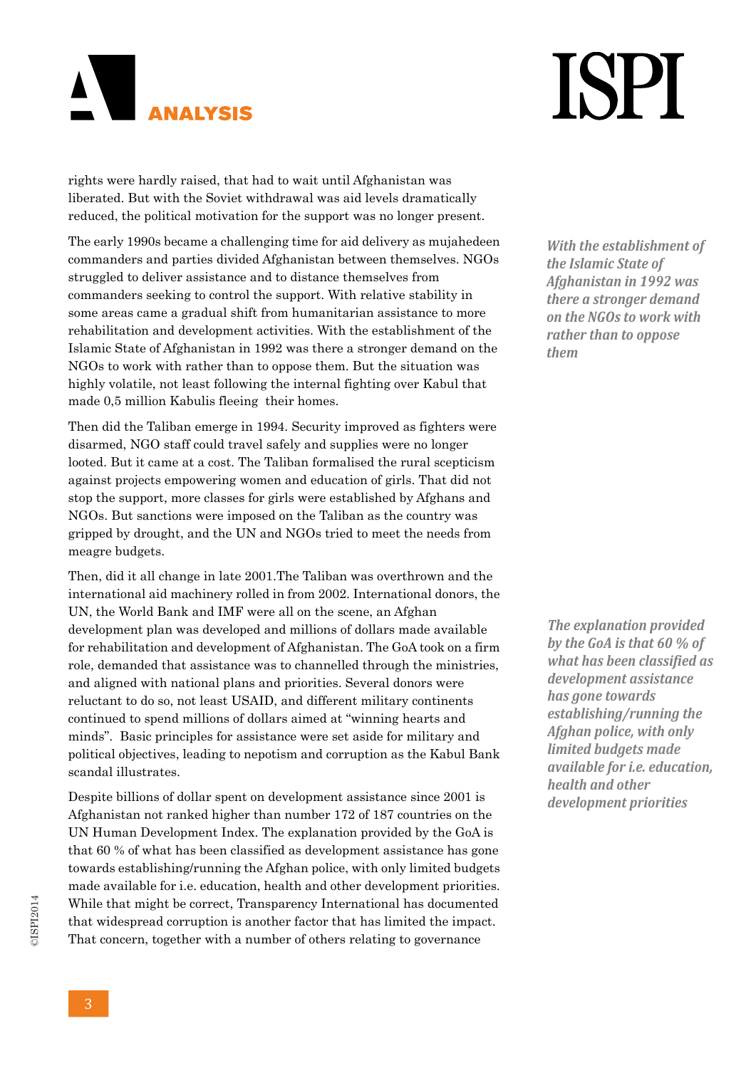rights were hardly raised, that had to wait until Afghanistan was liberated. But with the Soviet withdrawal was aid levels dramatically reduced, the political motivation for the support was no longer present.

The early 1990s became a challenging time for aid delivery as mujahedeen commanders and parties divided Afghanistan between themselves. NGOs struggled to deliver assistance and to distance themselves from commanders seeking to control the support. With relative stability in some areas came a gradual shift from humanitarian assistance to more rehabilitation and development activities. With the establishment of the Islamic State of Afghanistan in 1992 was there a stronger demand on the NGOs to work with rather than to oppose them. But the situation was highly volatile, not least following the internal fighting over Kabul that made 0,5 million Kabulis fleeing their homes.

*With the establishment of the Islamic State of Afghanistan in 1992 was there a stronger demand on the NGOs to work with rather than to oppose them*

Then did the Taliban emerge in 1994. Security improved as fighters were disarmed, NGO staff could travel safely and supplies were no longer looted. But it came at a cost. The Taliban formalised the rural scepticism against projects empowering women and education of girls. That did not stop the support, more classes for girls were established by Afghans and NGOs. But sanctions were imposed on the Taliban as the country was gripped by drought, and the UN and NGOs tried to meet the needs from meagre budgets.

Then, did it all change in late 2001.The Taliban was overthrown and the international aid machinery rolled in from 2002. International donors, the UN, the World Bank and IMF were all on the scene, an Afghan development plan was developed and millions of dollars made available for rehabilitation and development of Afghanistan. The GoA took on a firm role, demanded that assistance was to channelled through the ministries, and aligned with national plans and priorities. Several donors were reluctant to do so, not least USAID, and different military continents continued to spend millions of dollars aimed at "winning hearts and minds". Basic principles for assistance were set aside for military and political objectives, leading to nepotism and corruption as the Kabul Bank scandal illustrates.

*The explanation provided by the GoA is that 60 % of what has been classified as development assistance has gone towards establishing/running the Afghan police, with only limited budgets made available for i.e. education, health and other development priorities*

Despite billions of dollar spent on development assistance since 2001 is Afghanistan not ranked higher than number 172 of 187 countries on the UN Human Development Index. The explanation provided by the GoA is that 60 % of what has been classified as development assistance has gone towards establishing/running the Afghan police, with only limited budgets made available for i.e. education, health and other development priorities. While that might be correct, Transparency International has documented that widespread corruption is another factor that has limited the impact. That concern, together with a number of others relating to governance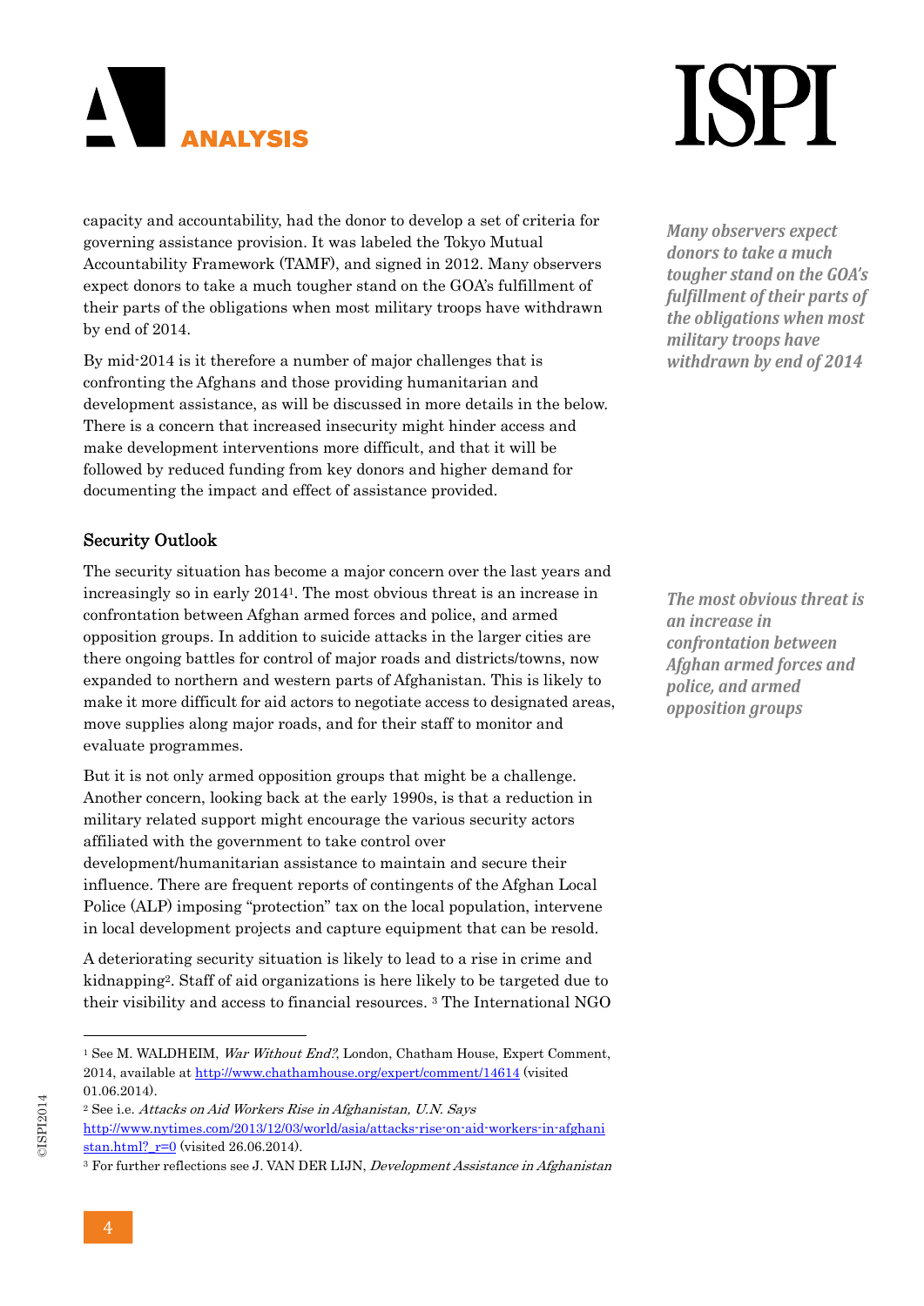capacity and accountability, had the donor to develop a set of criteria for governing assistance provision. It was labeled the Tokyo Mutual Accountability Framework (TAMF), and signed in 2012. Many observers expect donors to take a much tougher stand on the GOA's fulfillment of their parts of the obligations when most military troops have withdrawn by end of 2014.

*Many observers expect donors to take a much tougher stand on the GOA's fulfillment of their parts of the obligations when most military troops have withdrawn by end of 2014*

By mid-2014 is it therefore a number of major challenges that is confronting the Afghans and those providing humanitarian and development assistance, as will be discussed in more details in the below. There is a concern that increased insecurity might hinder access and make development interventions more difficult, and that it will be followed by reduced funding from key donors and higher demand for documenting the impact and effect of assistance provided.

## Security Outlook

The security situation has become a major concern over the last years and increasingly so in early 2014[1]. The most obvious threat is an increase in confrontation between Afghan armed forces and police, and armed opposition groups. In addition to suicide attacks in the larger cities are there ongoing battles for control of major roads and districts/towns, now expanded to northern and western parts of Afghanistan. This is likely to make it more difficult for aid actors to negotiate access to designated areas, move supplies along major roads, and for their staff to monitor and evaluate programmes.

*The most obvious threat is an increase in confrontation between Afghan armed forces and police, and armed opposition groups*

But it is not only armed opposition groups that might be a challenge. Another concern, looking back at the early 1990s, is that a reduction in military related support might encourage the various security actors affiliated with the government to take control over development/humanitarian assistance to maintain and secure their influence. There are frequent reports of contingents of the Afghan Local Police (ALP) imposing "protection" tax on the local population, intervene in local development projects and capture equipment that can be resold.

A deteriorating security situation is likely to lead to a rise in crime and kidnapping[2]. Staff of aid organizations is here likely to be targeted due to their visibility and access to financial resources. [3] The International NGO

---

[1] See M. WALDHEIM, *War Without End?*, London, Chatham House, Expert Comment, 2014, available at http://www.chathamhouse.org/expert/comment/14614 (visited 01.06.2014).

[2] See i.e. *Attacks on Aid Workers Rise in Afghanistan, U.N. Says* http://www.nytimes.com/2013/12/03/world/asia/attacks-rise-on-aid-workers-in-afghanistan.html?_r=0 (visited 26.06.2014).

[3] For further reflections see J. VAN DER LIJN, *Development Assistance in Afghanistan*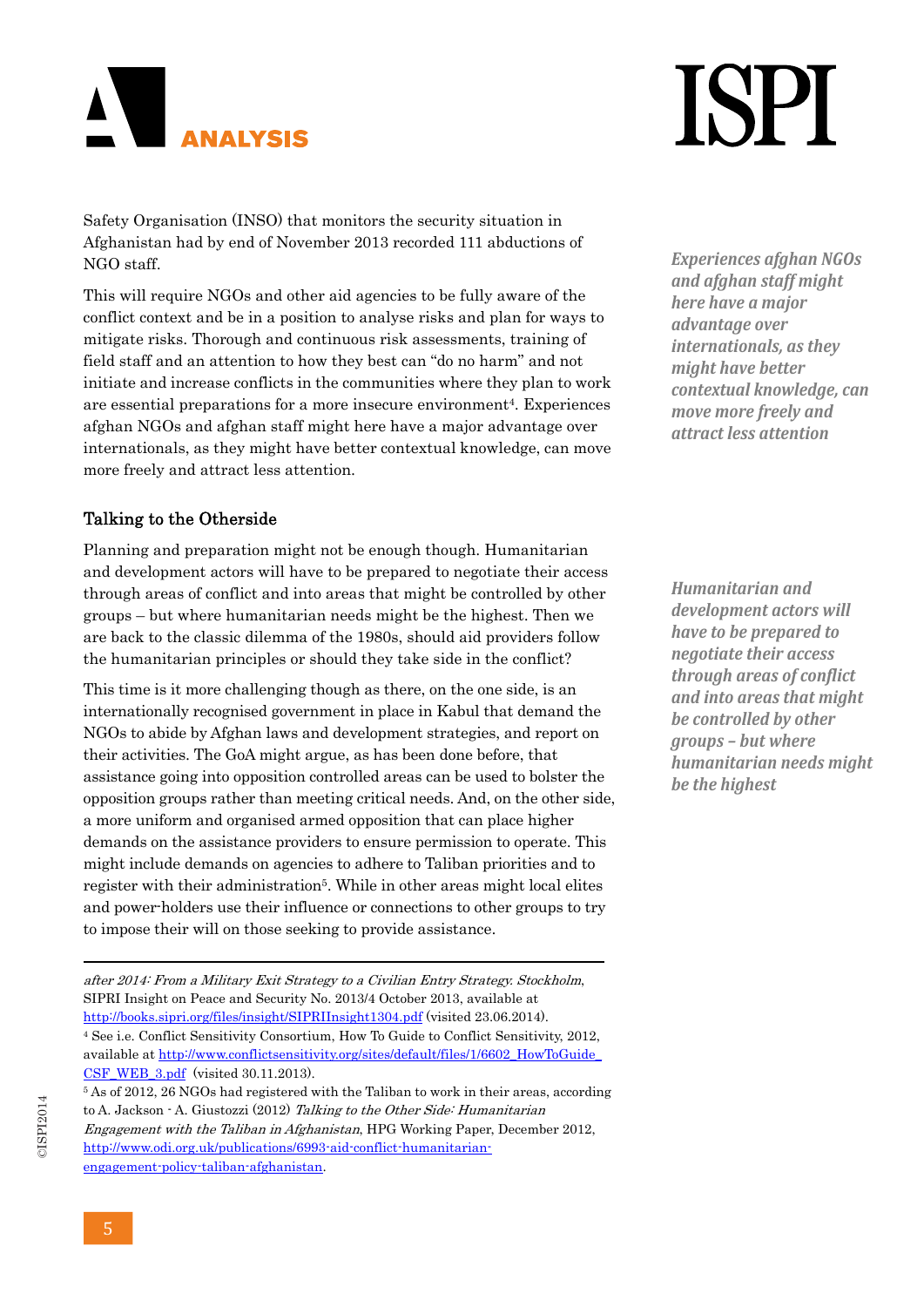Safety Organisation (INSO) that monitors the security situation in Afghanistan had by end of November 2013 recorded 111 abductions of NGO staff.

This will require NGOs and other aid agencies to be fully aware of the conflict context and be in a position to analyse risks and plan for ways to mitigate risks. Thorough and continuous risk assessments, training of field staff and an attention to how they best can "do no harm" and not initiate and increase conflicts in the communities where they plan to work are essential preparations for a more insecure environment[4]. Experiences afghan NGOs and afghan staff might here have a major advantage over internationals, as they might have better contextual knowledge, can move more freely and attract less attention.

*Experiences afghan NGOs and afghan staff might here have a major advantage over internationals, as they might have better contextual knowledge, can move more freely and attract less attention*

## Talking to the Otherside

Planning and preparation might not be enough though. Humanitarian and development actors will have to be prepared to negotiate their access through areas of conflict and into areas that might be controlled by other groups – but where humanitarian needs might be the highest. Then we are back to the classic dilemma of the 1980s, should aid providers follow the humanitarian principles or should they take side in the conflict?

*Humanitarian and development actors will have to be prepared to negotiate their access through areas of conflict and into areas that might be controlled by other groups – but where humanitarian needs might be the highest*

This time is it more challenging though as there, on the one side, is an internationally recognised government in place in Kabul that demand the NGOs to abide by Afghan laws and development strategies, and report on their activities. The GoA might argue, as has been done before, that assistance going into opposition controlled areas can be used to bolster the opposition groups rather than meeting critical needs. And, on the other side, a more uniform and organised armed opposition that can place higher demands on the assistance providers to ensure permission to operate. This might include demands on agencies to adhere to Taliban priorities and to register with their administration[5]. While in other areas might local elites and power-holders use their influence or connections to other groups to try to impose their will on those seeking to provide assistance.

---

*after 2014: From a Military Exit Strategy to a Civilian Entry Strategy. Stockholm*, SIPRI Insight on Peace and Security No. 2013/4 October 2013, available at http://books.sipri.org/files/insight/SIPRIInsight1304.pdf (visited 23.06.2014).

[4] See i.e. Conflict Sensitivity Consortium, How To Guide to Conflict Sensitivity, 2012, available at http://www.conflictsensitivity.org/sites/default/files/1/6602_HowToGuide_CSF_WEB_3.pdf (visited 30.11.2013).

[5] As of 2012, 26 NGOs had registered with the Taliban to work in their areas, according to A. Jackson - A. Giustozzi (2012) *Talking to the Other Side: Humanitarian Engagement with the Taliban in Afghanistan*, HPG Working Paper, December 2012, http://www.odi.org.uk/publications/6993-aid-conflict-humanitarian-engagement-policy-taliban-afghanistan.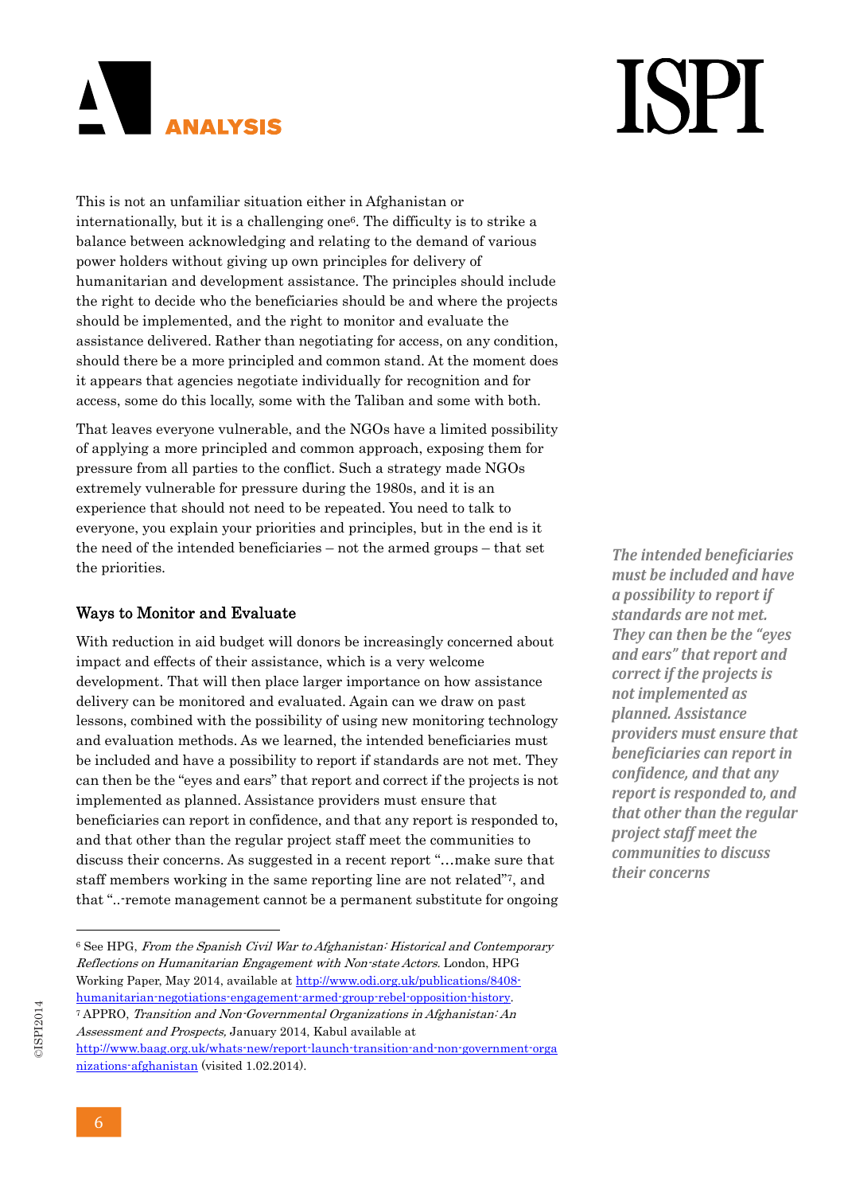This is not an unfamiliar situation either in Afghanistan or internationally, but it is a challenging one[6]. The difficulty is to strike a balance between acknowledging and relating to the demand of various power holders without giving up own principles for delivery of humanitarian and development assistance. The principles should include the right to decide who the beneficiaries should be and where the projects should be implemented, and the right to monitor and evaluate the assistance delivered. Rather than negotiating for access, on any condition, should there be a more principled and common stand. At the moment does it appears that agencies negotiate individually for recognition and for access, some do this locally, some with the Taliban and some with both.

That leaves everyone vulnerable, and the NGOs have a limited possibility of applying a more principled and common approach, exposing them for pressure from all parties to the conflict. Such a strategy made NGOs extremely vulnerable for pressure during the 1980s, and it is an experience that should not need to be repeated. You need to talk to everyone, you explain your priorities and principles, but in the end is it the need of the intended beneficiaries – not the armed groups – that set the priorities.

### Ways to Monitor and Evaluate

With reduction in aid budget will donors be increasingly concerned about impact and effects of their assistance, which is a very welcome development. That will then place larger importance on how assistance delivery can be monitored and evaluated. Again can we draw on past lessons, combined with the possibility of using new monitoring technology and evaluation methods. As we learned, the intended beneficiaries must be included and have a possibility to report if standards are not met. They can then be the "eyes and ears" that report and correct if the projects is not implemented as planned. Assistance providers must ensure that beneficiaries can report in confidence, and that any report is responded to, and that other than the regular project staff meet the communities to discuss their concerns. As suggested in a recent report "…make sure that staff members working in the same reporting line are not related"[7], and that "..-remote management cannot be a permanent substitute for ongoing

*The intended beneficiaries must be included and have a possibility to report if standards are not met. They can then be the "eyes and ears" that report and correct if the projects is not implemented as planned. Assistance providers must ensure that beneficiaries can report in confidence, and that any report is responded to, and that other than the regular project staff meet the communities to discuss their concerns*

---

[6] See HPG, *From the Spanish Civil War to Afghanistan: Historical and Contemporary Reflections on Humanitarian Engagement with Non-state Actors.* London, HPG Working Paper, May 2014, available at http://www.odi.org.uk/publications/8408-humanitarian-negotiations-engagement-armed-group-rebel-opposition-history.

[7] APPRO, *Transition and Non-Governmental Organizations in Afghanistan: An Assessment and Prospects,* January 2014, Kabul available at http://www.baag.org.uk/whats-new/report-launch-transition-and-non-government-organizations-afghanistan (visited 1.02.2014).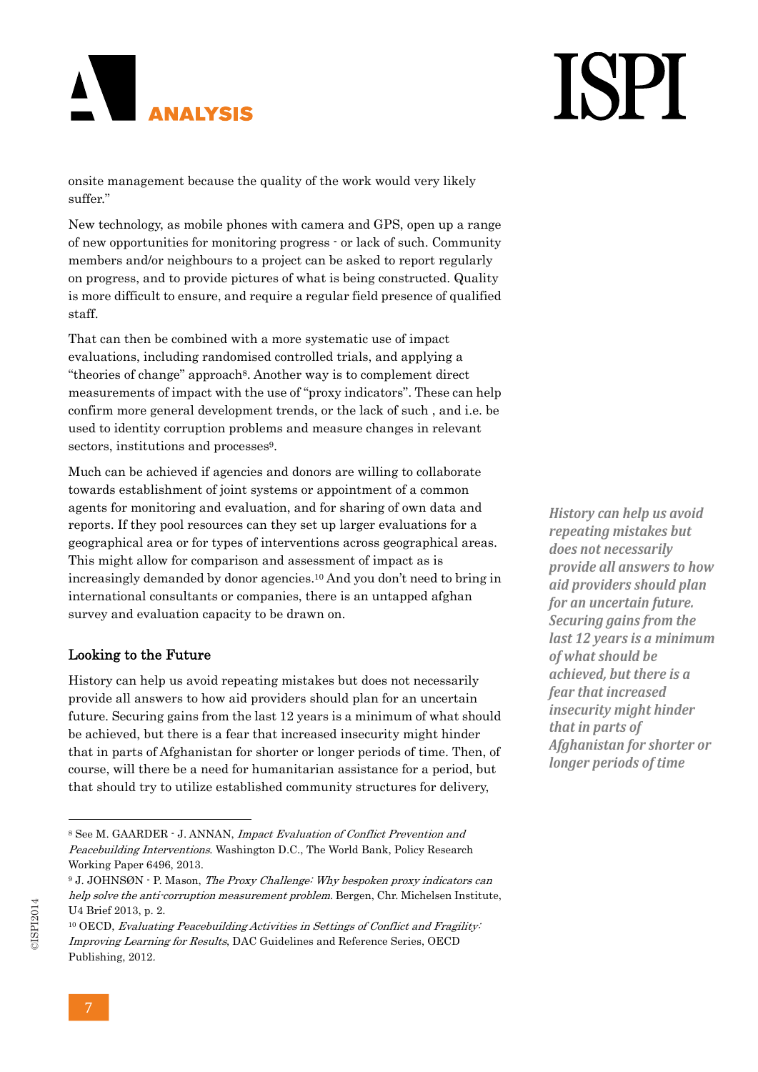onsite management because the quality of the work would very likely suffer."

New technology, as mobile phones with camera and GPS, open up a range of new opportunities for monitoring progress - or lack of such. Community members and/or neighbours to a project can be asked to report regularly on progress, and to provide pictures of what is being constructed. Quality is more difficult to ensure, and require a regular field presence of qualified staff.

That can then be combined with a more systematic use of impact evaluations, including randomised controlled trials, and applying a "theories of change" approach[8]. Another way is to complement direct measurements of impact with the use of "proxy indicators". These can help confirm more general development trends, or the lack of such , and i.e. be used to identity corruption problems and measure changes in relevant sectors, institutions and processes[9].

Much can be achieved if agencies and donors are willing to collaborate towards establishment of joint systems or appointment of a common agents for monitoring and evaluation, and for sharing of own data and reports. If they pool resources can they set up larger evaluations for a geographical area or for types of interventions across geographical areas. This might allow for comparison and assessment of impact as is increasingly demanded by donor agencies.[10] And you don't need to bring in international consultants or companies, there is an untapped afghan survey and evaluation capacity to be drawn on.

## Looking to the Future

History can help us avoid repeating mistakes but does not necessarily provide all answers to how aid providers should plan for an uncertain future. Securing gains from the last 12 years is a minimum of what should be achieved, but there is a fear that increased insecurity might hinder that in parts of Afghanistan for shorter or longer periods of time. Then, of course, will there be a need for humanitarian assistance for a period, but that should try to utilize established community structures for delivery,

*History can help us avoid repeating mistakes but does not necessarily provide all answers to how aid providers should plan for an uncertain future. Securing gains from the last 12 years is a minimum of what should be achieved, but there is a fear that increased insecurity might hinder that in parts of Afghanistan for shorter or longer periods of time*

---

[8] See M. GAARDER - J. ANNAN, *Impact Evaluation of Conflict Prevention and Peacebuilding Interventions*. Washington D.C., The World Bank, Policy Research Working Paper 6496, 2013.

[9] J. JOHNSØN - P. Mason, *The Proxy Challenge: Why bespoken proxy indicators can help solve the anti-corruption measurement problem*. Bergen, Chr. Michelsen Institute, U4 Brief 2013, p. 2.

[10] OECD, *Evaluating Peacebuilding Activities in Settings of Conflict and Fragility: Improving Learning for Results*, DAC Guidelines and Reference Series, OECD Publishing, 2012.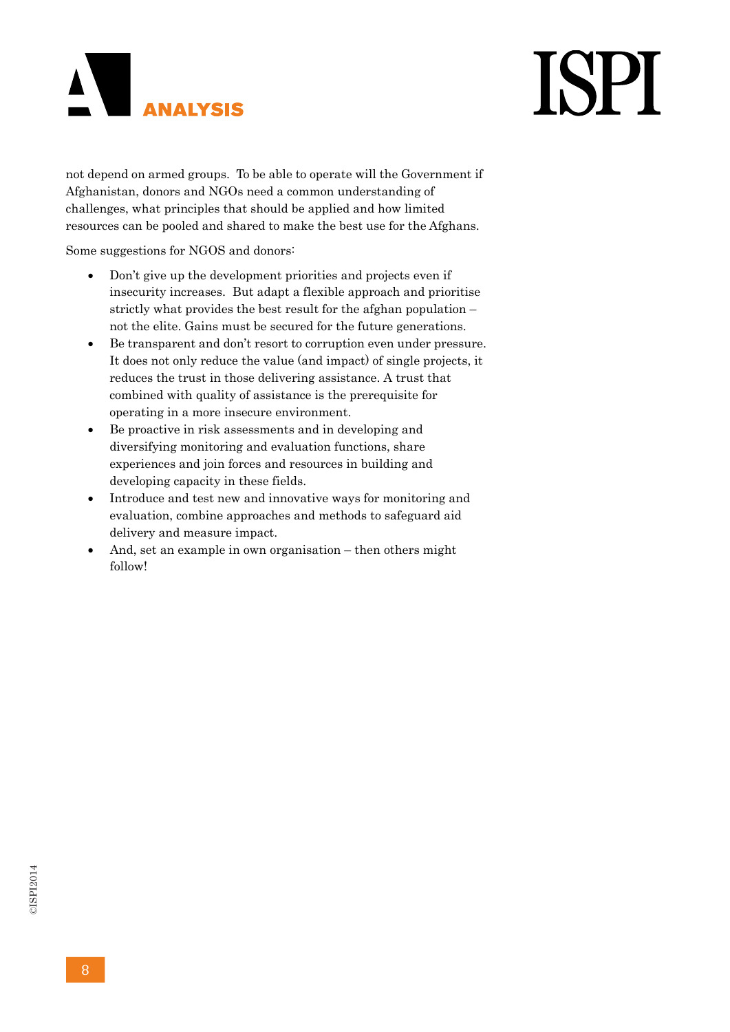not depend on armed groups. To be able to operate will the Government if Afghanistan, donors and NGOs need a common understanding of challenges, what principles that should be applied and how limited resources can be pooled and shared to make the best use for the Afghans.

Some suggestions for NGOS and donors:

- Don't give up the development priorities and projects even if insecurity increases. But adapt a flexible approach and prioritise strictly what provides the best result for the afghan population – not the elite. Gains must be secured for the future generations.
- Be transparent and don't resort to corruption even under pressure. It does not only reduce the value (and impact) of single projects, it reduces the trust in those delivering assistance. A trust that combined with quality of assistance is the prerequisite for operating in a more insecure environment.
- Be proactive in risk assessments and in developing and diversifying monitoring and evaluation functions, share experiences and join forces and resources in building and developing capacity in these fields.
- Introduce and test new and innovative ways for monitoring and evaluation, combine approaches and methods to safeguard aid delivery and measure impact.
- And, set an example in own organisation – then others might follow!